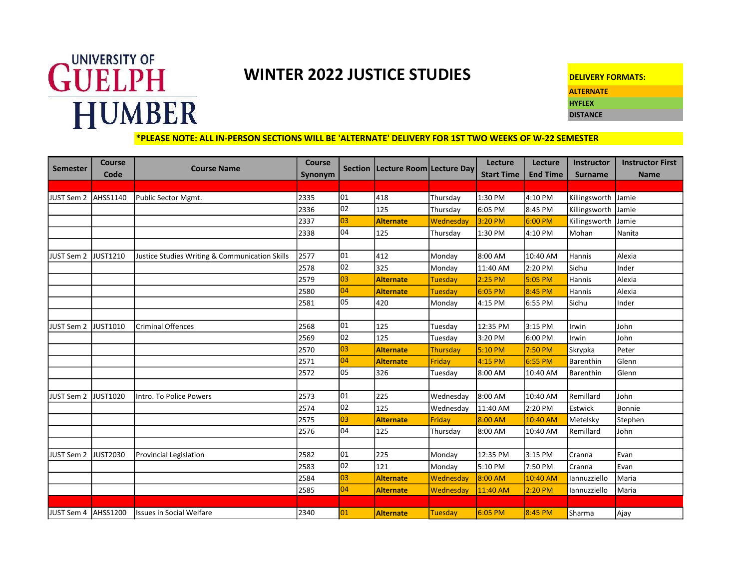UNIVERSITY OF GUELPH HUMBER

# WINTER 2022 JUSTICE STUDIES

**DELIVERY FORMATS:**
**ALTERNATE**
**HYFLEX**
**DISTANCE**

**\*PLEASE NOTE: ALL IN-PERSON SECTIONS WILL BE 'ALTERNATE' DELIVERY FOR 1ST TWO WEEKS OF W-22 SEMESTER**

| Semester | Course Code | Course Name | Course Synonym | Section | Lecture Room | Lecture Day | Lecture Start Time | Lecture End Time | Instructor Surname | Instructor First Name |
|---|---|---|---|---|---|---|---|---|---|---|
| | | | | | | | | | | |
| JUST Sem 2 | AHSS1140 | Public Sector Mgmt. | 2335 | 01 | 418 | Thursday | 1:30 PM | 4:10 PM | Killingsworth | Jamie |
| | | | 2336 | 02 | 125 | Thursday | 6:05 PM | 8:45 PM | Killingsworth | Jamie |
| | | | 2337 | 03 | **Alternate** | Wednesday | 3:20 PM | 6:00 PM | Killingsworth | Jamie |
| | | | 2338 | 04 | 125 | Thursday | 1:30 PM | 4:10 PM | Mohan | Nanita |
| | | | | | | | | | | |
| JUST Sem 2 | JUST1210 | Justice Studies Writing & Communication Skills | 2577 | 01 | 412 | Monday | 8:00 AM | 10:40 AM | Hannis | Alexia |
| | | | 2578 | 02 | 325 | Monday | 11:40 AM | 2:20 PM | Sidhu | Inder |
| | | | 2579 | 03 | **Alternate** | Tuesday | 2:25 PM | 5:05 PM | Hannis | Alexia |
| | | | 2580 | 04 | **Alternate** | Tuesday | 6:05 PM | 8:45 PM | Hannis | Alexia |
| | | | 2581 | 05 | 420 | Monday | 4:15 PM | 6:55 PM | Sidhu | Inder |
| | | | | | | | | | | |
| JUST Sem 2 | JUST1010 | Criminal Offences | 2568 | 01 | 125 | Tuesday | 12:35 PM | 3:15 PM | Irwin | John |
| | | | 2569 | 02 | 125 | Tuesday | 3:20 PM | 6:00 PM | Irwin | John |
| | | | 2570 | 03 | **Alternate** | Thursday | 5:10 PM | 7:50 PM | Skrypka | Peter |
| | | | 2571 | 04 | **Alternate** | Friday | 4:15 PM | 6:55 PM | Barenthin | Glenn |
| | | | 2572 | 05 | 326 | Tuesday | 8:00 AM | 10:40 AM | Barenthin | Glenn |
| | | | | | | | | | | |
| JUST Sem 2 | JUST1020 | Intro. To Police Powers | 2573 | 01 | 225 | Wednesday | 8:00 AM | 10:40 AM | Remillard | John |
| | | | 2574 | 02 | 125 | Wednesday | 11:40 AM | 2:20 PM | Estwick | Bonnie |
| | | | 2575 | 03 | **Alternate** | Friday | 8:00 AM | 10:40 AM | Metelsky | Stephen |
| | | | 2576 | 04 | 125 | Thursday | 8:00 AM | 10:40 AM | Remillard | John |
| | | | | | | | | | | |
| JUST Sem 2 | JUST2030 | Provincial Legislation | 2582 | 01 | 225 | Monday | 12:35 PM | 3:15 PM | Cranna | Evan |
| | | | 2583 | 02 | 121 | Monday | 5:10 PM | 7:50 PM | Cranna | Evan |
| | | | 2584 | 03 | **Alternate** | Wednesday | 8:00 AM | 10:40 AM | Iannuzziello | Maria |
| | | | 2585 | 04 | **Alternate** | Wednesday | 11:40 AM | 2:20 PM | Iannuzziello | Maria |
| | | | | | | | | | | |
| JUST Sem 4 | AHSS1200 | Issues in Social Welfare | 2340 | 01 | **Alternate** | Tuesday | 6:05 PM | 8:45 PM | Sharma | Ajay |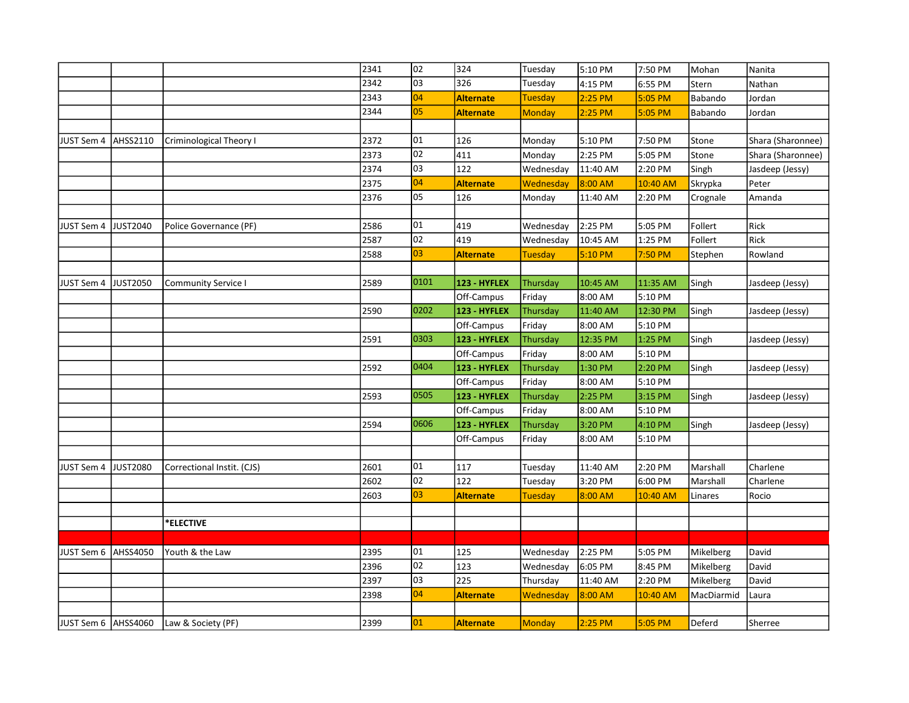| | | | | | | | | | | |
|---|---|---|---|---|---|---|---|---|---|---|
| | | | 2341 | 02 | 324 | Tuesday | 5:10 PM | 7:50 PM | Mohan | Nanita |
| | | | 2342 | 03 | 326 | Tuesday | 4:15 PM | 6:55 PM | Stern | Nathan |
| | | | 2343 | 04 | **Alternate** | Tuesday | 2:25 PM | 5:05 PM | Babando | Jordan |
| | | | 2344 | 05 | **Alternate** | Monday | 2:25 PM | 5:05 PM | Babando | Jordan |
| | | | | | | | | | | |
| JUST Sem 4 | AHSS2110 | Criminological Theory I | 2372 | 01 | 126 | Monday | 5:10 PM | 7:50 PM | Stone | Shara (Sharonnee) |
| | | | 2373 | 02 | 411 | Monday | 2:25 PM | 5:05 PM | Stone | Shara (Sharonnee) |
| | | | 2374 | 03 | 122 | Wednesday | 11:40 AM | 2:20 PM | Singh | Jasdeep (Jessy) |
| | | | 2375 | 04 | **Alternate** | Wednesday | 8:00 AM | 10:40 AM | Skrypka | Peter |
| | | | 2376 | 05 | 126 | Monday | 11:40 AM | 2:20 PM | Crognale | Amanda |
| | | | | | | | | | | |
| JUST Sem 4 | JUST2040 | Police Governance (PF) | 2586 | 01 | 419 | Wednesday | 2:25 PM | 5:05 PM | Follert | Rick |
| | | | 2587 | 02 | 419 | Wednesday | 10:45 AM | 1:25 PM | Follert | Rick |
| | | | 2588 | 03 | **Alternate** | Tuesday | 5:10 PM | 7:50 PM | Stephen | Rowland |
| | | | | | | | | | | |
| JUST Sem 4 | JUST2050 | Community Service I | 2589 | 0101 | **123 - HYFLEX** | Thursday | 10:45 AM | 11:35 AM | Singh | Jasdeep (Jessy) |
| | | | | | Off-Campus | Friday | 8:00 AM | 5:10 PM | | |
| | | | 2590 | 0202 | **123 - HYFLEX** | Thursday | 11:40 AM | 12:30 PM | Singh | Jasdeep (Jessy) |
| | | | | | Off-Campus | Friday | 8:00 AM | 5:10 PM | | |
| | | | 2591 | 0303 | **123 - HYFLEX** | Thursday | 12:35 PM | 1:25 PM | Singh | Jasdeep (Jessy) |
| | | | | | Off-Campus | Friday | 8:00 AM | 5:10 PM | | |
| | | | 2592 | 0404 | **123 - HYFLEX** | Thursday | 1:30 PM | 2:20 PM | Singh | Jasdeep (Jessy) |
| | | | | | Off-Campus | Friday | 8:00 AM | 5:10 PM | | |
| | | | 2593 | 0505 | **123 - HYFLEX** | Thursday | 2:25 PM | 3:15 PM | Singh | Jasdeep (Jessy) |
| | | | | | Off-Campus | Friday | 8:00 AM | 5:10 PM | | |
| | | | 2594 | 0606 | **123 - HYFLEX** | Thursday | 3:20 PM | 4:10 PM | Singh | Jasdeep (Jessy) |
| | | | | | Off-Campus | Friday | 8:00 AM | 5:10 PM | | |
| | | | | | | | | | | |
| JUST Sem 4 | JUST2080 | Correctional Instit. (CJS) | 2601 | 01 | 117 | Tuesday | 11:40 AM | 2:20 PM | Marshall | Charlene |
| | | | 2602 | 02 | 122 | Tuesday | 3:20 PM | 6:00 PM | Marshall | Charlene |
| | | | 2603 | 03 | **Alternate** | Tuesday | 8:00 AM | 10:40 AM | Linares | Rocio |
| | | | | | | | | | | |
| | | ***ELECTIVE** | | | | | | | | |
| | | | | | | | | | | |
| JUST Sem 6 | AHSS4050 | Youth & the Law | 2395 | 01 | 125 | Wednesday | 2:25 PM | 5:05 PM | Mikelberg | David |
| | | | 2396 | 02 | 123 | Wednesday | 6:05 PM | 8:45 PM | Mikelberg | David |
| | | | 2397 | 03 | 225 | Thursday | 11:40 AM | 2:20 PM | Mikelberg | David |
| | | | 2398 | 04 | **Alternate** | Wednesday | 8:00 AM | 10:40 AM | MacDiarmid | Laura |
| | | | | | | | | | | |
| JUST Sem 6 | AHSS4060 | Law & Society (PF) | 2399 | 01 | **Alternate** | Monday | 2:25 PM | 5:05 PM | Deferd | Sherree |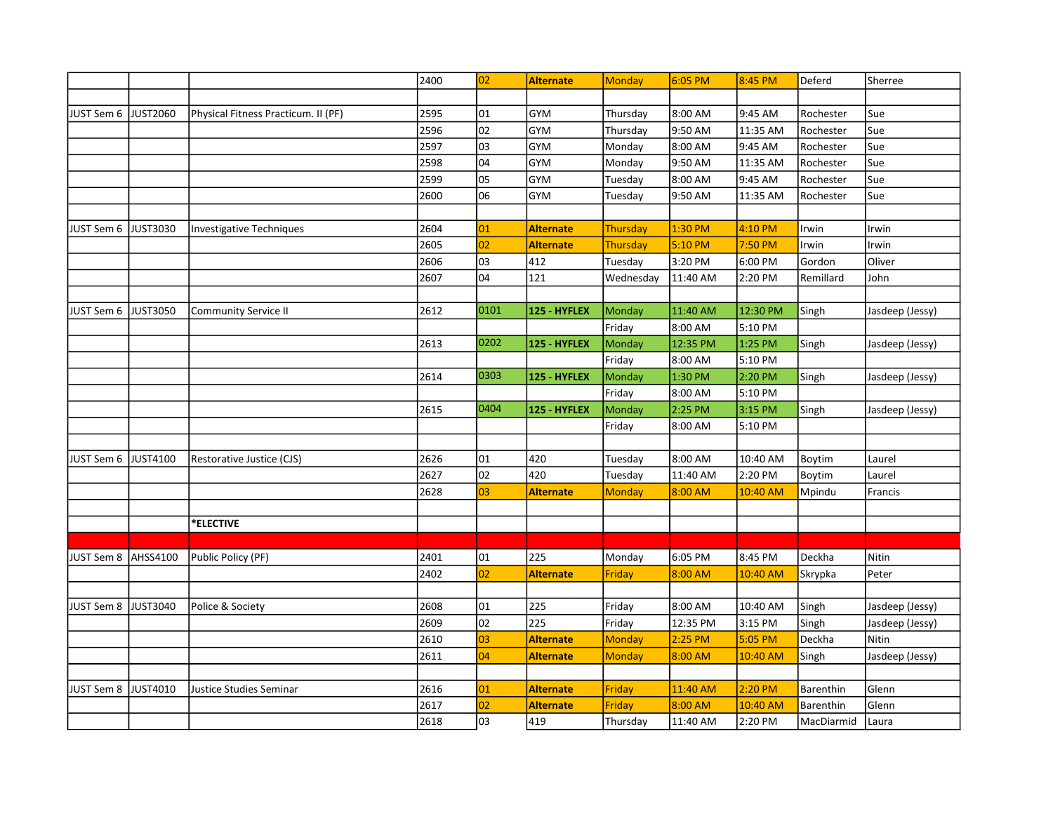| | | | | | | | | | | |
|---|---|---|---|---|---|---|---|---|---|---|
| | | | 2400 | 02 | **Alternate** | Monday | 6:05 PM | 8:45 PM | Deferd | Sherree |
| | | | | | | | | | | |
| JUST Sem 6 | JUST2060 | Physical Fitness Practicum. II (PF) | 2595 | 01 | GYM | Thursday | 8:00 AM | 9:45 AM | Rochester | Sue |
| | | | 2596 | 02 | GYM | Thursday | 9:50 AM | 11:35 AM | Rochester | Sue |
| | | | 2597 | 03 | GYM | Monday | 8:00 AM | 9:45 AM | Rochester | Sue |
| | | | 2598 | 04 | GYM | Monday | 9:50 AM | 11:35 AM | Rochester | Sue |
| | | | 2599 | 05 | GYM | Tuesday | 8:00 AM | 9:45 AM | Rochester | Sue |
| | | | 2600 | 06 | GYM | Tuesday | 9:50 AM | 11:35 AM | Rochester | Sue |
| | | | | | | | | | | |
| JUST Sem 6 | JUST3030 | Investigative Techniques | 2604 | 01 | **Alternate** | Thursday | 1:30 PM | 4:10 PM | Irwin | Irwin |
| | | | 2605 | 02 | **Alternate** | Thursday | 5:10 PM | 7:50 PM | Irwin | Irwin |
| | | | 2606 | 03 | 412 | Tuesday | 3:20 PM | 6:00 PM | Gordon | Oliver |
| | | | 2607 | 04 | 121 | Wednesday | 11:40 AM | 2:20 PM | Remillard | John |
| | | | | | | | | | | |
| JUST Sem 6 | JUST3050 | Community Service II | 2612 | 0101 | **125 - HYFLEX** | Monday | 11:40 AM | 12:30 PM | Singh | Jasdeep (Jessy) |
| | | | | | | Friday | 8:00 AM | 5:10 PM | | |
| | | | 2613 | 0202 | **125 - HYFLEX** | Monday | 12:35 PM | 1:25 PM | Singh | Jasdeep (Jessy) |
| | | | | | | Friday | 8:00 AM | 5:10 PM | | |
| | | | 2614 | 0303 | **125 - HYFLEX** | Monday | 1:30 PM | 2:20 PM | Singh | Jasdeep (Jessy) |
| | | | | | | Friday | 8:00 AM | 5:10 PM | | |
| | | | 2615 | 0404 | **125 - HYFLEX** | Monday | 2:25 PM | 3:15 PM | Singh | Jasdeep (Jessy) |
| | | | | | | Friday | 8:00 AM | 5:10 PM | | |
| | | | | | | | | | | |
| JUST Sem 6 | JUST4100 | Restorative Justice (CJS) | 2626 | 01 | 420 | Tuesday | 8:00 AM | 10:40 AM | Boytim | Laurel |
| | | | 2627 | 02 | 420 | Tuesday | 11:40 AM | 2:20 PM | Boytim | Laurel |
| | | | 2628 | 03 | **Alternate** | Monday | 8:00 AM | 10:40 AM | Mpindu | Francis |
| | | | | | | | | | | |
| | | **\*ELECTIVE** | | | | | | | | |
| | | | | | | | | | | |
| JUST Sem 8 | AHSS4100 | Public Policy (PF) | 2401 | 01 | 225 | Monday | 6:05 PM | 8:45 PM | Deckha | Nitin |
| | | | 2402 | 02 | **Alternate** | Friday | 8:00 AM | 10:40 AM | Skrypka | Peter |
| | | | | | | | | | | |
| JUST Sem 8 | JUST3040 | Police & Society | 2608 | 01 | 225 | Friday | 8:00 AM | 10:40 AM | Singh | Jasdeep (Jessy) |
| | | | 2609 | 02 | 225 | Friday | 12:35 PM | 3:15 PM | Singh | Jasdeep (Jessy) |
| | | | 2610 | 03 | **Alternate** | Monday | 2:25 PM | 5:05 PM | Deckha | Nitin |
| | | | 2611 | 04 | **Alternate** | Monday | 8:00 AM | 10:40 AM | Singh | Jasdeep (Jessy) |
| | | | | | | | | | | |
| JUST Sem 8 | JUST4010 | Justice Studies Seminar | 2616 | 01 | **Alternate** | Friday | 11:40 AM | 2:20 PM | Barenthin | Glenn |
| | | | 2617 | 02 | **Alternate** | Friday | 8:00 AM | 10:40 AM | Barenthin | Glenn |
| | | | 2618 | 03 | 419 | Thursday | 11:40 AM | 2:20 PM | MacDiarmid | Laura |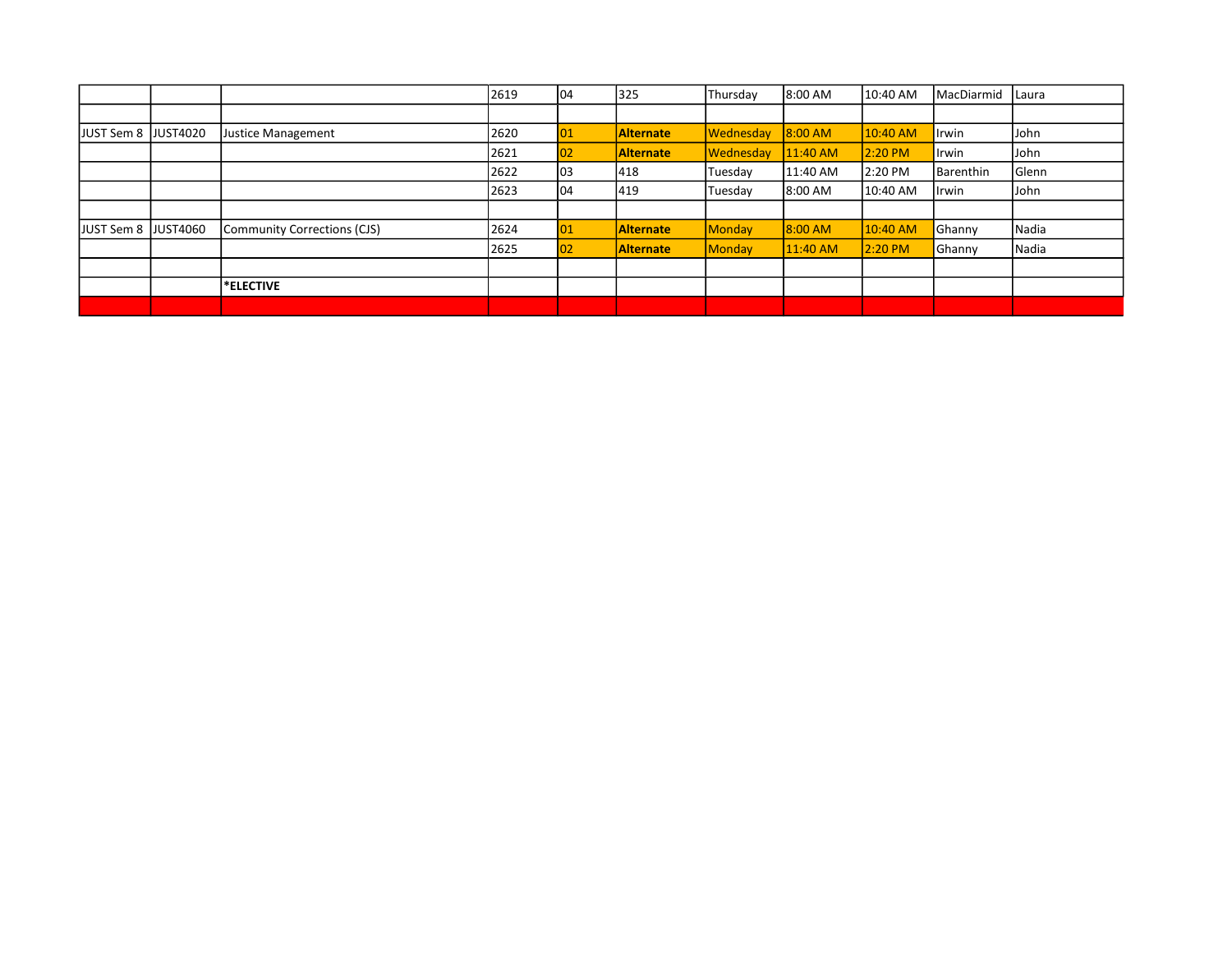| | | | | | | | | | | |
|---|---|---|---|---|---|---|---|---|---|---|
| | | | 2619 | 04 | 325 | Thursday | 8:00 AM | 10:40 AM | MacDiarmid | Laura |
| | | | | | | | | | | |
| JUST Sem 8 | JUST4020 | Justice Management | 2620 | 01 | **Alternate** | Wednesday | 8:00 AM | 10:40 AM | Irwin | John |
| | | | 2621 | 02 | **Alternate** | Wednesday | 11:40 AM | 2:20 PM | Irwin | John |
| | | | 2622 | 03 | 418 | Tuesday | 11:40 AM | 2:20 PM | Barenthin | Glenn |
| | | | 2623 | 04 | 419 | Tuesday | 8:00 AM | 10:40 AM | Irwin | John |
| | | | | | | | | | | |
| JUST Sem 8 | JUST4060 | Community Corrections (CJS) | 2624 | 01 | **Alternate** | Monday | 8:00 AM | 10:40 AM | Ghanny | Nadia |
| | | | 2625 | 02 | **Alternate** | Monday | 11:40 AM | 2:20 PM | Ghanny | Nadia |
| | | | | | | | | | | |
| | | ***ELECTIVE** | | | | | | | | |
| | | | | | | | | | | |